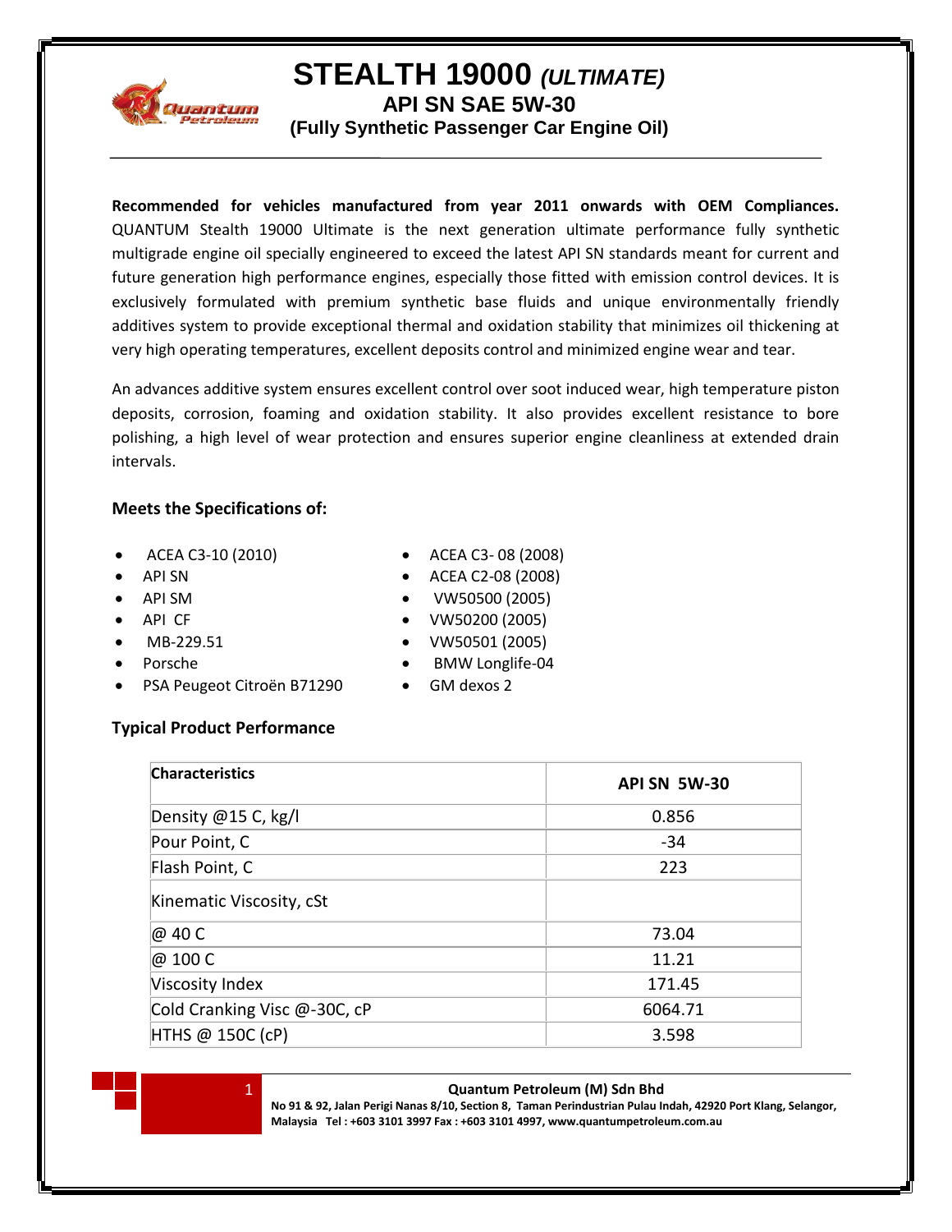# STEALTH 19000 *(ULTIMATE)*

## API SN SAE 5W-30

### (Fully Synthetic Passenger Car Engine Oil)

**Recommended for vehicles manufactured from year 2011 onwards with OEM Compliances.** QUANTUM Stealth 19000 Ultimate is the next generation ultimate performance fully synthetic multigrade engine oil specially engineered to exceed the latest API SN standards meant for current and future generation high performance engines, especially those fitted with emission control devices. It is exclusively formulated with premium synthetic base fluids and unique environmentally friendly additives system to provide exceptional thermal and oxidation stability that minimizes oil thickening at very high operating temperatures, excellent deposits control and minimized engine wear and tear.

An advances additive system ensures excellent control over soot induced wear, high temperature piston deposits, corrosion, foaming and oxidation stability. It also provides excellent resistance to bore polishing, a high level of wear protection and ensures superior engine cleanliness at extended drain intervals.

### Meets the Specifications of:

- ACEA C3-10 (2010)
- API SN
- API SM
- API CF
- MB-229.51
- Porsche
- PSA Peugeot Citroën B71290
- ACEA C3- 08 (2008)
- ACEA C2-08 (2008)
- VW50500 (2005)
- VW50200 (2005)
- VW50501 (2005)
- BMW Longlife-04
- GM dexos 2

### Typical Product Performance

| Characteristics | API SN 5W-30 |
|---|---|
| Density @15 C, kg/l | 0.856 |
| Pour Point, C | -34 |
| Flash Point, C | 223 |
| Kinematic Viscosity, cSt | |
| @ 40 C | 73.04 |
| @ 100 C | 11.21 |
| Viscosity Index | 171.45 |
| Cold Cranking Visc @-30C, cP | 6064.71 |
| HTHS @ 150C (cP) | 3.598 |

**Quantum Petroleum (M) Sdn Bhd**
**No 91 & 92, Jalan Perigi Nanas 8/10, Section 8, Taman Perindustrian Pulau Indah, 42920 Port Klang, Selangor, Malaysia Tel : +603 3101 3997 Fax : +603 3101 4997, www.quantumpetroleum.com.au**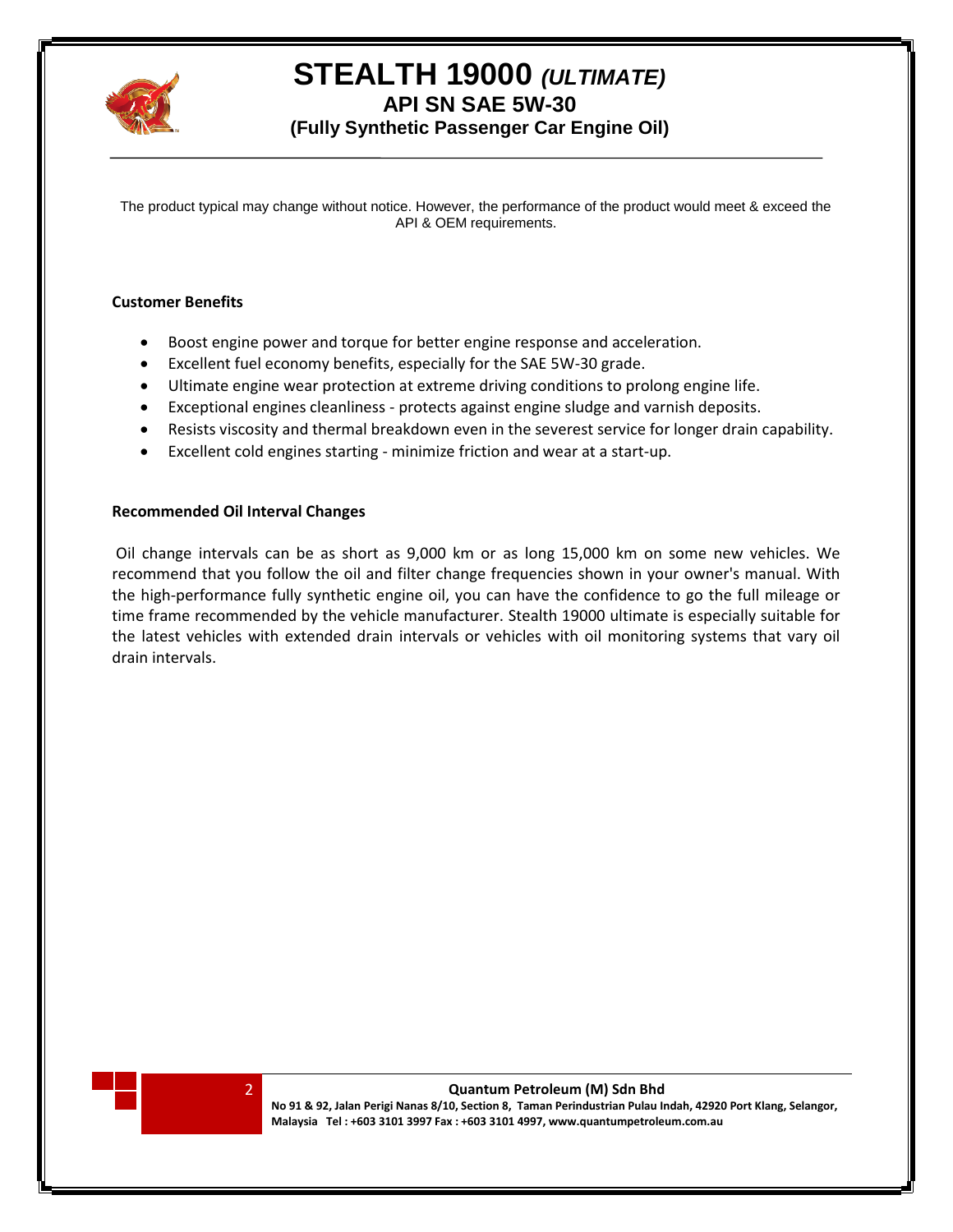# STEALTH 19000 *(ULTIMATE)*

## API SN SAE 5W-30

### (Fully Synthetic Passenger Car Engine Oil)

The product typical may change without notice. However, the performance of the product would meet & exceed the API & OEM requirements.

**Customer Benefits**

- Boost engine power and torque for better engine response and acceleration.
- Excellent fuel economy benefits, especially for the SAE 5W-30 grade.
- Ultimate engine wear protection at extreme driving conditions to prolong engine life.
- Exceptional engines cleanliness - protects against engine sludge and varnish deposits.
- Resists viscosity and thermal breakdown even in the severest service for longer drain capability.
- Excellent cold engines starting - minimize friction and wear at a start-up.

**Recommended Oil Interval Changes**

Oil change intervals can be as short as 9,000 km or as long 15,000 km on some new vehicles. We recommend that you follow the oil and filter change frequencies shown in your owner's manual. With the high-performance fully synthetic engine oil, you can have the confidence to go the full mileage or time frame recommended by the vehicle manufacturer. Stealth 19000 ultimate is especially suitable for the latest vehicles with extended drain intervals or vehicles with oil monitoring systems that vary oil drain intervals.

**Quantum Petroleum (M) Sdn Bhd**
**No 91 & 92, Jalan Perigi Nanas 8/10, Section 8, Taman Perindustrian Pulau Indah, 42920 Port Klang, Selangor, Malaysia Tel : +603 3101 3997 Fax : +603 3101 4997, www.quantumpetroleum.com.au**